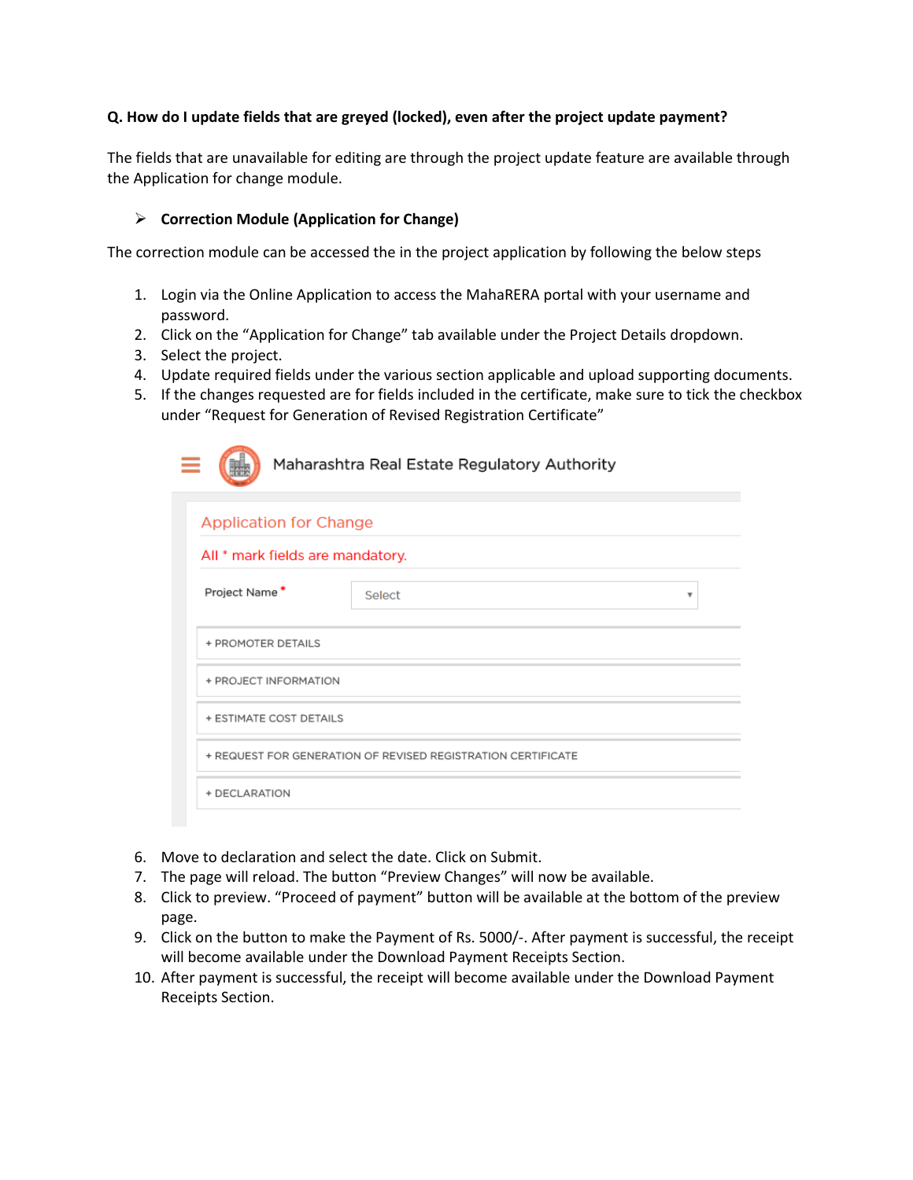**Q. How do I update fields that are greyed (locked), even after the project update payment?**

The fields that are unavailable for editing are through the project update feature are available through the Application for change module.

➢ **Correction Module (Application for Change)**

The correction module can be accessed the in the project application by following the below steps

1. Login via the Online Application to access the MahaRERA portal with your username and password.
2. Click on the "Application for Change" tab available under the Project Details dropdown.
3. Select the project.
4. Update required fields under the various section applicable and upload supporting documents.
5. If the changes requested are for fields included in the certificate, make sure to tick the checkbox under "Request for Generation of Revised Registration Certificate"

Maharashtra Real Estate Regulatory Authority

Application for Change

All * mark fields are mandatory.

Project Name * Select

+ PROMOTER DETAILS
+ PROJECT INFORMATION
+ ESTIMATE COST DETAILS
+ REQUEST FOR GENERATION OF REVISED REGISTRATION CERTIFICATE
+ DECLARATION

6. Move to declaration and select the date. Click on Submit.
7. The page will reload. The button "Preview Changes" will now be available.
8. Click to preview. "Proceed of payment" button will be available at the bottom of the preview page.
9. Click on the button to make the Payment of Rs. 5000/-. After payment is successful, the receipt will become available under the Download Payment Receipts Section.
10. After payment is successful, the receipt will become available under the Download Payment Receipts Section.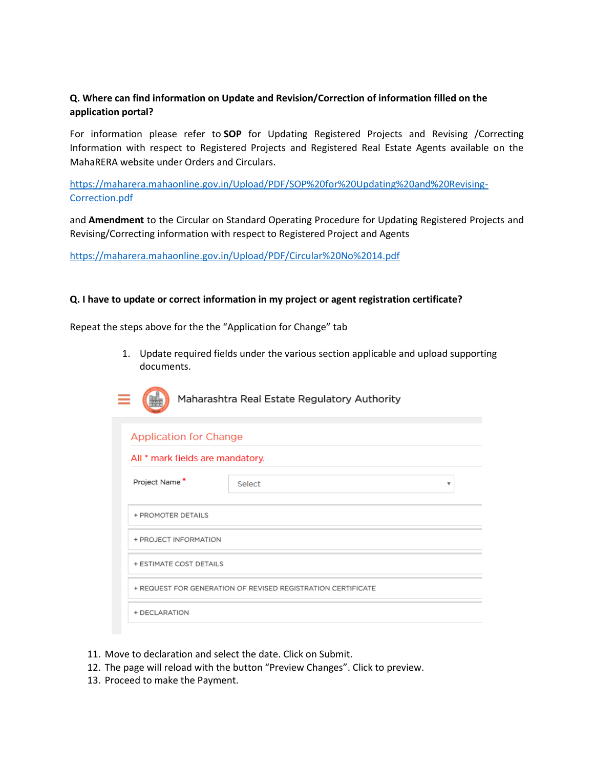**Q. Where can find information on Update and Revision/Correction of information filled on the application portal?**

For information please refer to **SOP** for Updating Registered Projects and Revising /Correcting Information with respect to Registered Projects and Registered Real Estate Agents available on the MahaRERA website under Orders and Circulars.

[https://maharera.mahaonline.gov.in/Upload/PDF/SOP%20for%20Updating%20and%20Revising-Correction.pdf](https://maharera.mahaonline.gov.in/Upload/PDF/SOP%20for%20Updating%20and%20Revising-Correction.pdf)

and **Amendment** to the Circular on Standard Operating Procedure for Updating Registered Projects and Revising/Correcting information with respect to Registered Project and Agents

[https://maharera.mahaonline.gov.in/Upload/PDF/Circular%20No%2014.pdf](https://maharera.mahaonline.gov.in/Upload/PDF/Circular%20No%2014.pdf)

**Q. I have to update or correct information in my project or agent registration certificate?**

Repeat the steps above for the the "Application for Change" tab

1. Update required fields under the various section applicable and upload supporting documents.

Maharashtra Real Estate Regulatory Authority

Application for Change

All * mark fields are mandatory.

Project Name * Select

+ PROMOTER DETAILS

+ PROJECT INFORMATION

+ ESTIMATE COST DETAILS

+ REQUEST FOR GENERATION OF REVISED REGISTRATION CERTIFICATE

+ DECLARATION

11. Move to declaration and select the date. Click on Submit.
12. The page will reload with the button "Preview Changes". Click to preview.
13. Proceed to make the Payment.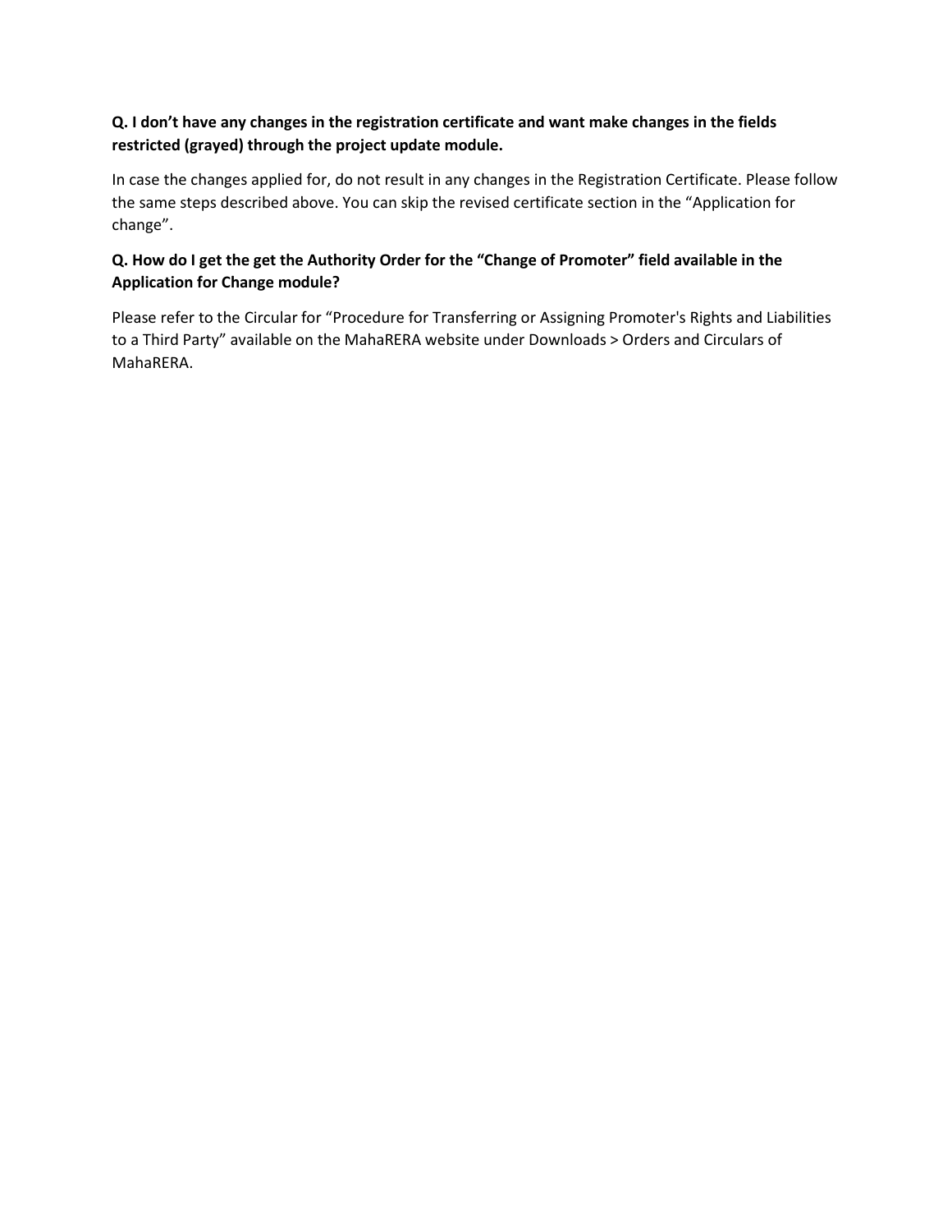**Q. I don't have any changes in the registration certificate and want make changes in the fields restricted (grayed) through the project update module.**

In case the changes applied for, do not result in any changes in the Registration Certificate. Please follow the same steps described above. You can skip the revised certificate section in the "Application for change".

**Q. How do I get the get the Authority Order for the "Change of Promoter" field available in the Application for Change module?**

Please refer to the Circular for "Procedure for Transferring or Assigning Promoter's Rights and Liabilities to a Third Party" available on the MahaRERA website under Downloads > Orders and Circulars of MahaRERA.